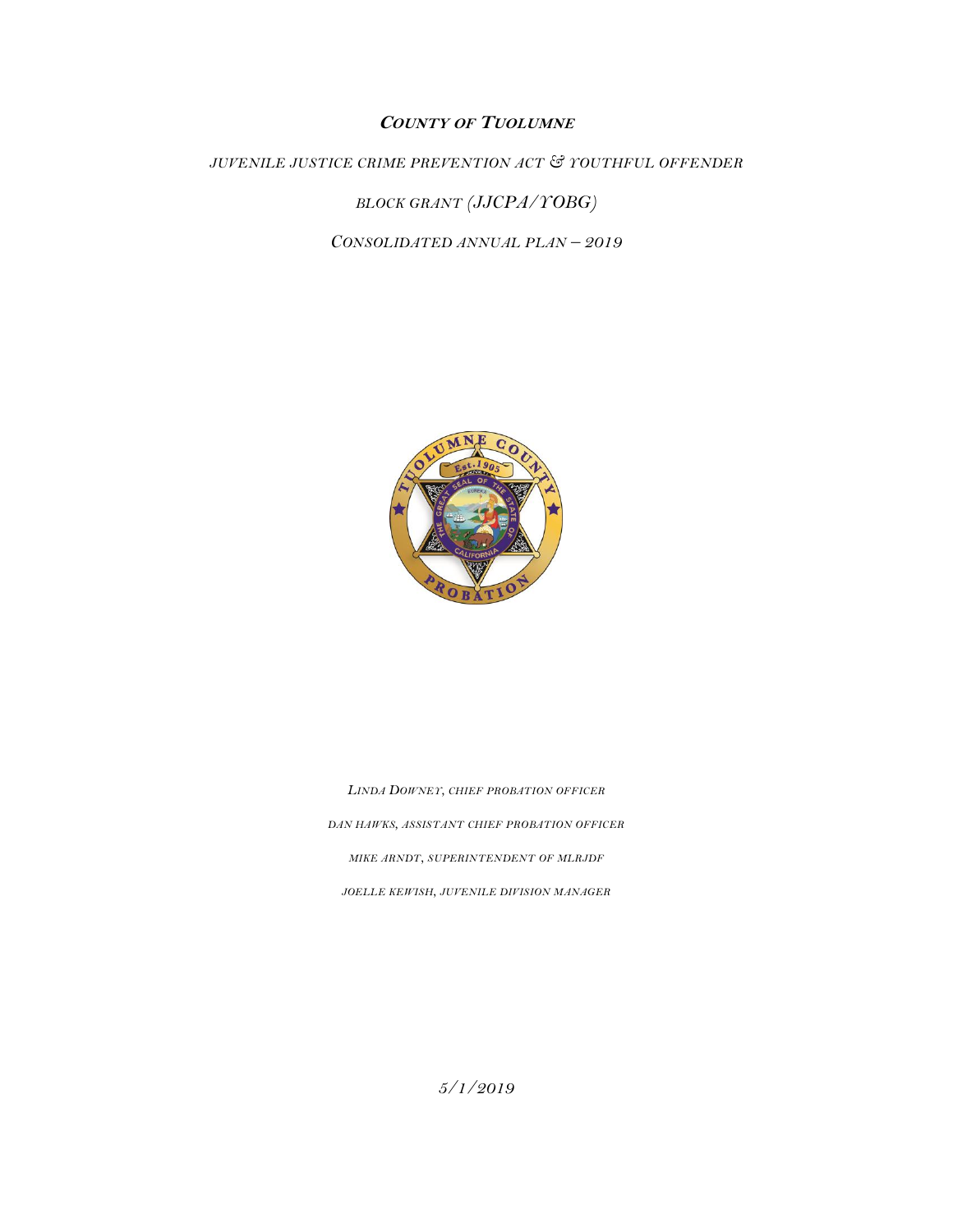# COUNTY OF TUOLUMNE

*JUVENILE JUSTICE CRIME PREVENTION ACT & YOUTHFUL OFFENDER*

*BLOCK GRANT (JJCPA/YOBG)*

*CONSOLIDATED ANNUAL PLAN – 2019*

*LINDA DOWNEY, CHIEF PROBATION OFFICER*

*DAN HAWKS, ASSISTANT CHIEF PROBATION OFFICER*

*MIKE ARNDT, SUPERINTENDENT OF MLRJDF*

*JOELLE KEWISH, JUVENILE DIVISION MANAGER*

*5/1/2019*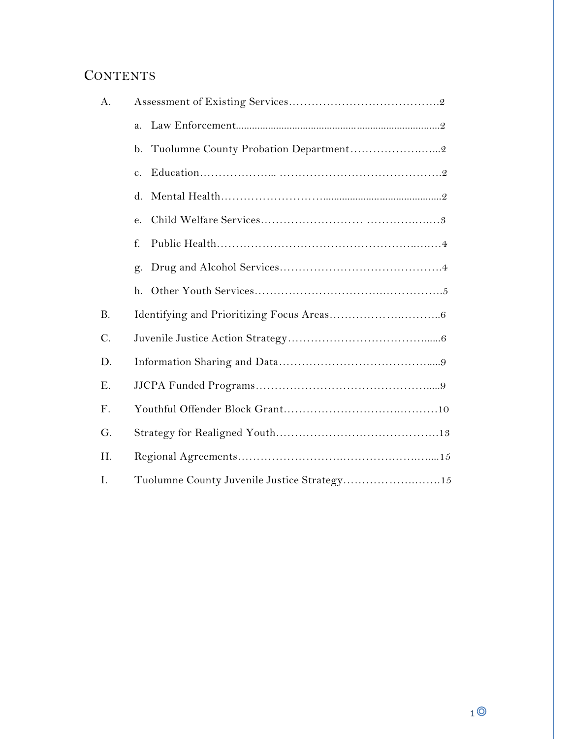# CONTENTS

A. Assessment of Existing Services……………………………………2

a. Law Enforcement……………………………………………………………2

b. Tuolumne County Probation Department……………………...2

c. Education……………….. ……………………………………….2

d. Mental Health……………………………………………………2

e. Child Welfare Services……………………… ……………………3

f. Public Health………………………………………………………4

g. Drug and Alcohol Services……………………………………….4

h. Other Youth Services……………………………………………….5

B. Identifying and Prioritizing Focus Areas…………………………6

C. Juvenile Justice Action Strategy…………………………………......6

D. Information Sharing and Data…………………………………......9

E. JJCPA Funded Programs………………………………………......9

F. Youthful Offender Block Grant……………………………………10

G. Strategy for Realigned Youth……………………………………….13

H. Regional Agreements……………………………………………....15

I. Tuolumne County Juvenile Justice Strategy……………………15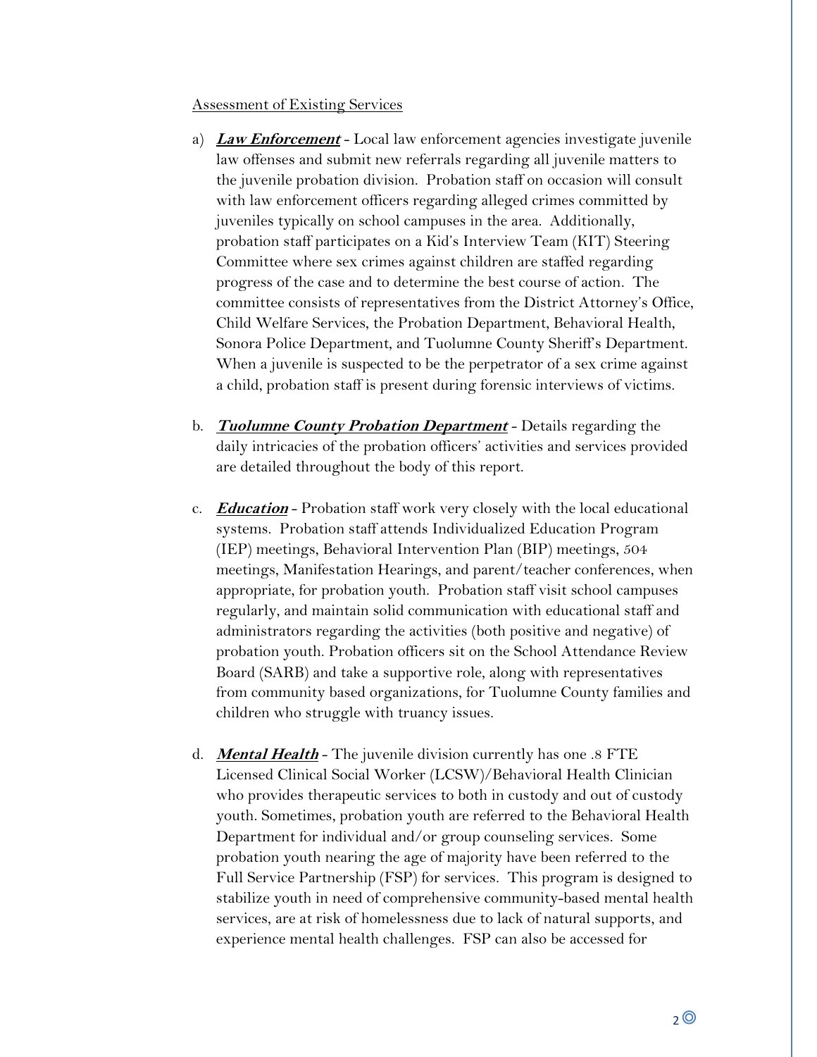Assessment of Existing Services

a) ***Law Enforcement*** - Local law enforcement agencies investigate juvenile law offenses and submit new referrals regarding all juvenile matters to the juvenile probation division. Probation staff on occasion will consult with law enforcement officers regarding alleged crimes committed by juveniles typically on school campuses in the area. Additionally, probation staff participates on a Kid's Interview Team (KIT) Steering Committee where sex crimes against children are staffed regarding progress of the case and to determine the best course of action. The committee consists of representatives from the District Attorney's Office, Child Welfare Services, the Probation Department, Behavioral Health, Sonora Police Department, and Tuolumne County Sheriff's Department. When a juvenile is suspected to be the perpetrator of a sex crime against a child, probation staff is present during forensic interviews of victims.

b. ***Tuolumne County Probation Department*** - Details regarding the daily intricacies of the probation officers' activities and services provided are detailed throughout the body of this report.

c. ***Education*** - Probation staff work very closely with the local educational systems. Probation staff attends Individualized Education Program (IEP) meetings, Behavioral Intervention Plan (BIP) meetings, 504 meetings, Manifestation Hearings, and parent/teacher conferences, when appropriate, for probation youth. Probation staff visit school campuses regularly, and maintain solid communication with educational staff and administrators regarding the activities (both positive and negative) of probation youth. Probation officers sit on the School Attendance Review Board (SARB) and take a supportive role, along with representatives from community based organizations, for Tuolumne County families and children who struggle with truancy issues.

d. ***Mental Health*** - The juvenile division currently has one .8 FTE Licensed Clinical Social Worker (LCSW)/Behavioral Health Clinician who provides therapeutic services to both in custody and out of custody youth. Sometimes, probation youth are referred to the Behavioral Health Department for individual and/or group counseling services. Some probation youth nearing the age of majority have been referred to the Full Service Partnership (FSP) for services. This program is designed to stabilize youth in need of comprehensive community-based mental health services, are at risk of homelessness due to lack of natural supports, and experience mental health challenges. FSP can also be accessed for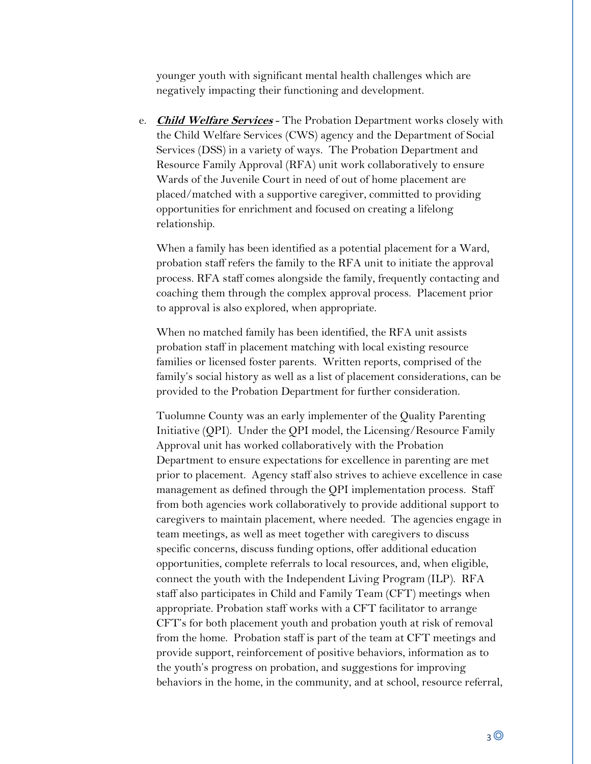younger youth with significant mental health challenges which are negatively impacting their functioning and development.

e. ***Child Welfare Services*** - The Probation Department works closely with the Child Welfare Services (CWS) agency and the Department of Social Services (DSS) in a variety of ways. The Probation Department and Resource Family Approval (RFA) unit work collaboratively to ensure Wards of the Juvenile Court in need of out of home placement are placed/matched with a supportive caregiver, committed to providing opportunities for enrichment and focused on creating a lifelong relationship.

   When a family has been identified as a potential placement for a Ward, probation staff refers the family to the RFA unit to initiate the approval process. RFA staff comes alongside the family, frequently contacting and coaching them through the complex approval process. Placement prior to approval is also explored, when appropriate.

   When no matched family has been identified, the RFA unit assists probation staff in placement matching with local existing resource families or licensed foster parents. Written reports, comprised of the family's social history as well as a list of placement considerations, can be provided to the Probation Department for further consideration.

   Tuolumne County was an early implementer of the Quality Parenting Initiative (QPI). Under the QPI model, the Licensing/Resource Family Approval unit has worked collaboratively with the Probation Department to ensure expectations for excellence in parenting are met prior to placement. Agency staff also strives to achieve excellence in case management as defined through the QPI implementation process. Staff from both agencies work collaboratively to provide additional support to caregivers to maintain placement, where needed. The agencies engage in team meetings, as well as meet together with caregivers to discuss specific concerns, discuss funding options, offer additional education opportunities, complete referrals to local resources, and, when eligible, connect the youth with the Independent Living Program (ILP). RFA staff also participates in Child and Family Team (CFT) meetings when appropriate. Probation staff works with a CFT facilitator to arrange CFT's for both placement youth and probation youth at risk of removal from the home. Probation staff is part of the team at CFT meetings and provide support, reinforcement of positive behaviors, information as to the youth's progress on probation, and suggestions for improving behaviors in the home, in the community, and at school, resource referral,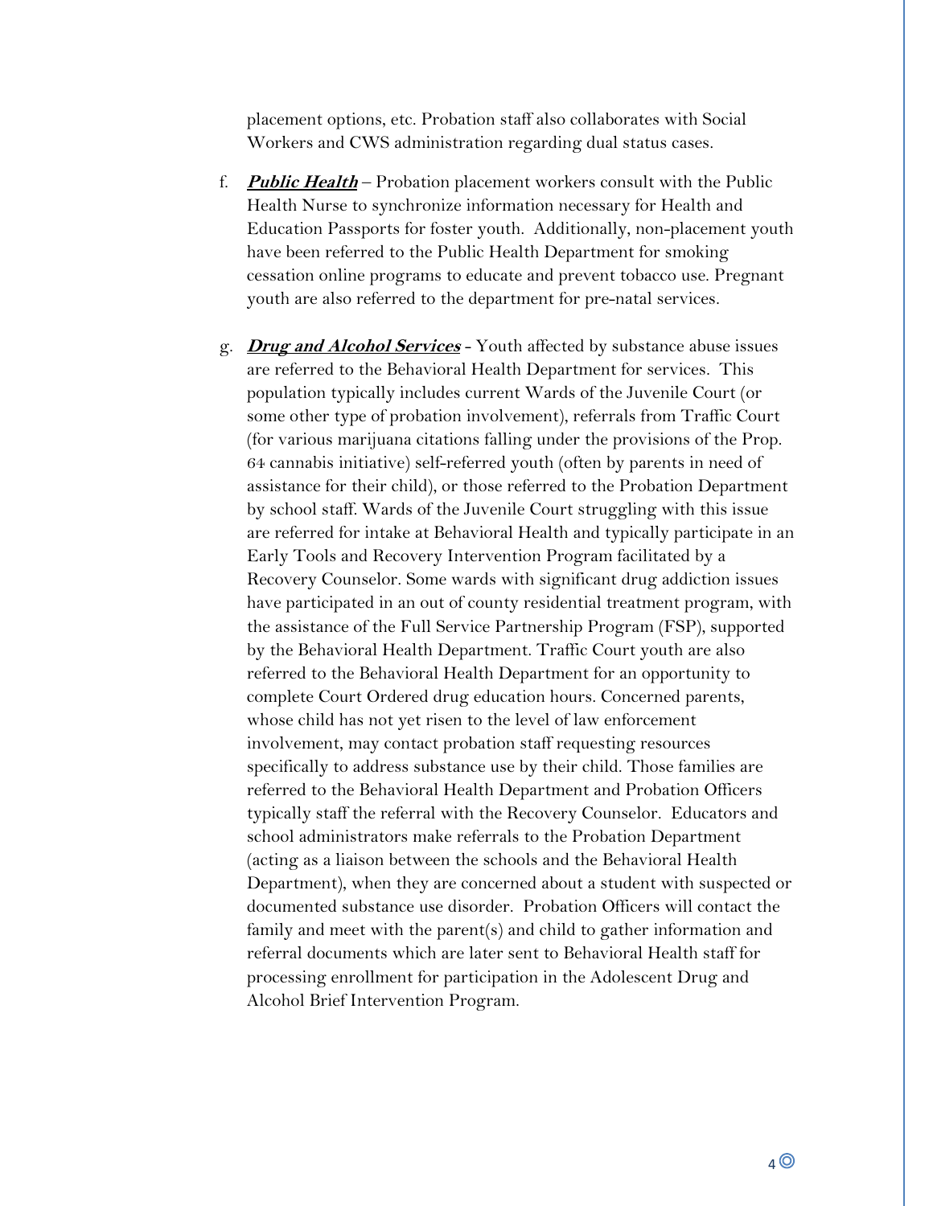placement options, etc. Probation staff also collaborates with Social Workers and CWS administration regarding dual status cases.

f. ***Public Health*** – Probation placement workers consult with the Public Health Nurse to synchronize information necessary for Health and Education Passports for foster youth. Additionally, non-placement youth have been referred to the Public Health Department for smoking cessation online programs to educate and prevent tobacco use. Pregnant youth are also referred to the department for pre-natal services.

g. ***Drug and Alcohol Services*** - Youth affected by substance abuse issues are referred to the Behavioral Health Department for services. This population typically includes current Wards of the Juvenile Court (or some other type of probation involvement), referrals from Traffic Court (for various marijuana citations falling under the provisions of the Prop. 64 cannabis initiative) self-referred youth (often by parents in need of assistance for their child), or those referred to the Probation Department by school staff. Wards of the Juvenile Court struggling with this issue are referred for intake at Behavioral Health and typically participate in an Early Tools and Recovery Intervention Program facilitated by a Recovery Counselor. Some wards with significant drug addiction issues have participated in an out of county residential treatment program, with the assistance of the Full Service Partnership Program (FSP), supported by the Behavioral Health Department. Traffic Court youth are also referred to the Behavioral Health Department for an opportunity to complete Court Ordered drug education hours. Concerned parents, whose child has not yet risen to the level of law enforcement involvement, may contact probation staff requesting resources specifically to address substance use by their child. Those families are referred to the Behavioral Health Department and Probation Officers typically staff the referral with the Recovery Counselor. Educators and school administrators make referrals to the Probation Department (acting as a liaison between the schools and the Behavioral Health Department), when they are concerned about a student with suspected or documented substance use disorder. Probation Officers will contact the family and meet with the parent(s) and child to gather information and referral documents which are later sent to Behavioral Health staff for processing enrollment for participation in the Adolescent Drug and Alcohol Brief Intervention Program.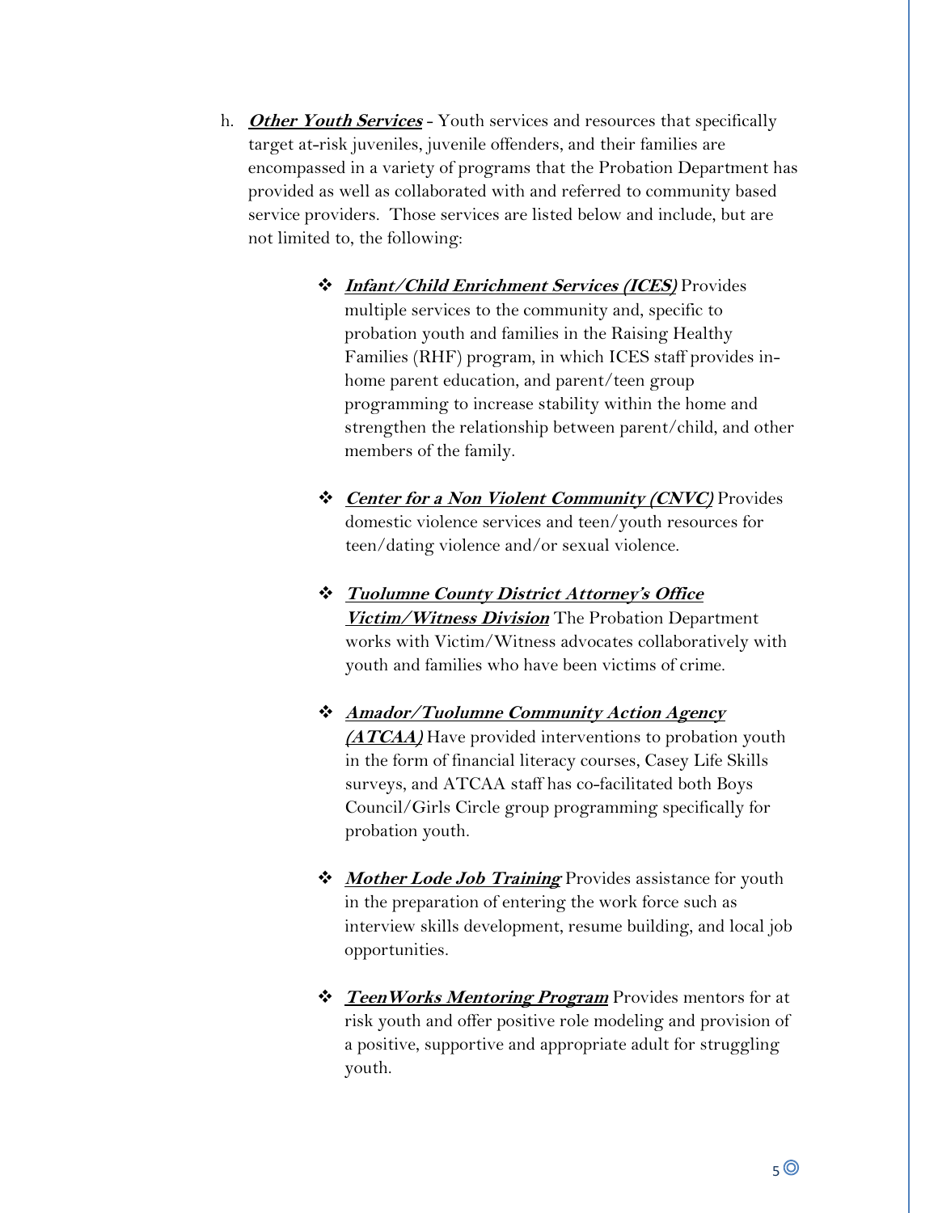h. ***Other Youth Services*** - Youth services and resources that specifically target at-risk juveniles, juvenile offenders, and their families are encompassed in a variety of programs that the Probation Department has provided as well as collaborated with and referred to community based service providers. Those services are listed below and include, but are not limited to, the following:

- ***Infant/Child Enrichment Services (ICES)*** Provides multiple services to the community and, specific to probation youth and families in the Raising Healthy Families (RHF) program, in which ICES staff provides in-home parent education, and parent/teen group programming to increase stability within the home and strengthen the relationship between parent/child, and other members of the family.

- ***Center for a Non Violent Community (CNVC)*** Provides domestic violence services and teen/youth resources for teen/dating violence and/or sexual violence.

- ***Tuolumne County District Attorney's Office Victim/Witness Division*** The Probation Department works with Victim/Witness advocates collaboratively with youth and families who have been victims of crime.

- ***Amador/Tuolumne Community Action Agency (ATCAA)*** Have provided interventions to probation youth in the form of financial literacy courses, Casey Life Skills surveys, and ATCAA staff has co-facilitated both Boys Council/Girls Circle group programming specifically for probation youth.

- ***Mother Lode Job Training*** Provides assistance for youth in the preparation of entering the work force such as interview skills development, resume building, and local job opportunities.

- ***TeenWorks Mentoring Program*** Provides mentors for at risk youth and offer positive role modeling and provision of a positive, supportive and appropriate adult for struggling youth.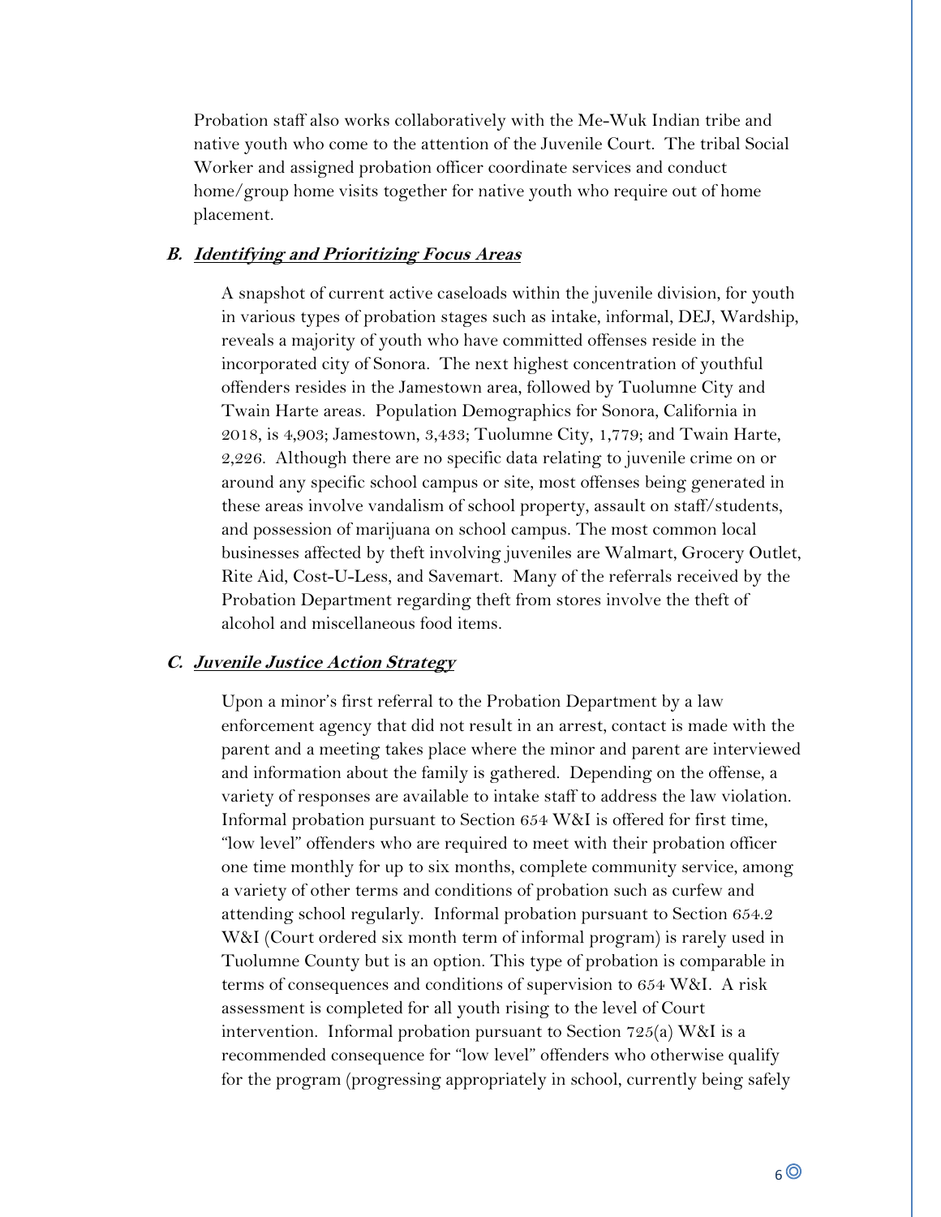Probation staff also works collaboratively with the Me-Wuk Indian tribe and native youth who come to the attention of the Juvenile Court. The tribal Social Worker and assigned probation officer coordinate services and conduct home/group home visits together for native youth who require out of home placement.

### B. ***Identifying and Prioritizing Focus Areas***

A snapshot of current active caseloads within the juvenile division, for youth in various types of probation stages such as intake, informal, DEJ, Wardship, reveals a majority of youth who have committed offenses reside in the incorporated city of Sonora. The next highest concentration of youthful offenders resides in the Jamestown area, followed by Tuolumne City and Twain Harte areas. Population Demographics for Sonora, California in 2018, is 4,903; Jamestown, 3,433; Tuolumne City, 1,779; and Twain Harte, 2,226. Although there are no specific data relating to juvenile crime on or around any specific school campus or site, most offenses being generated in these areas involve vandalism of school property, assault on staff/students, and possession of marijuana on school campus. The most common local businesses affected by theft involving juveniles are Walmart, Grocery Outlet, Rite Aid, Cost-U-Less, and Savemart. Many of the referrals received by the Probation Department regarding theft from stores involve the theft of alcohol and miscellaneous food items.

### C. ***Juvenile Justice Action Strategy***

Upon a minor's first referral to the Probation Department by a law enforcement agency that did not result in an arrest, contact is made with the parent and a meeting takes place where the minor and parent are interviewed and information about the family is gathered. Depending on the offense, a variety of responses are available to intake staff to address the law violation. Informal probation pursuant to Section 654 W&I is offered for first time, "low level" offenders who are required to meet with their probation officer one time monthly for up to six months, complete community service, among a variety of other terms and conditions of probation such as curfew and attending school regularly. Informal probation pursuant to Section 654.2 W&I (Court ordered six month term of informal program) is rarely used in Tuolumne County but is an option. This type of probation is comparable in terms of consequences and conditions of supervision to 654 W&I. A risk assessment is completed for all youth rising to the level of Court intervention. Informal probation pursuant to Section 725(a) W&I is a recommended consequence for "low level" offenders who otherwise qualify for the program (progressing appropriately in school, currently being safely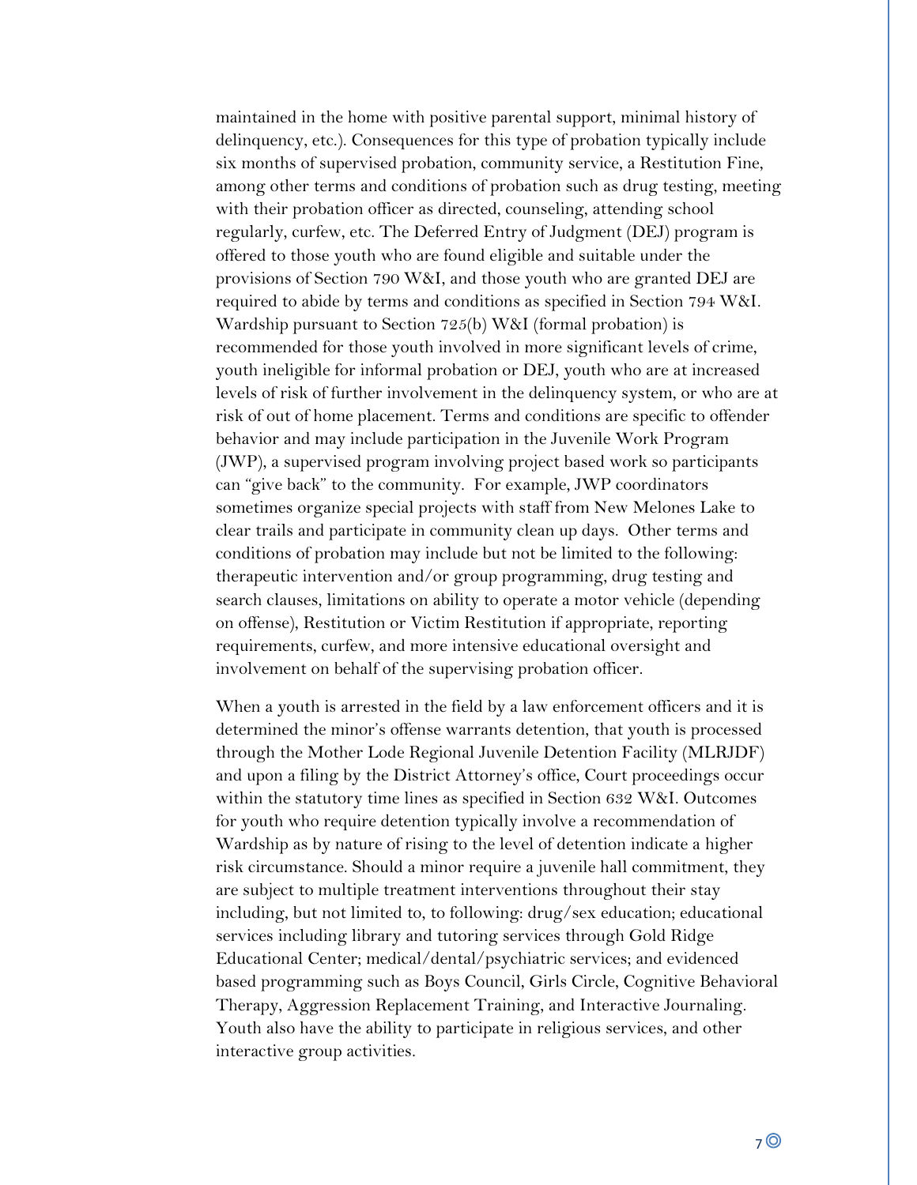maintained in the home with positive parental support, minimal history of delinquency, etc.). Consequences for this type of probation typically include six months of supervised probation, community service, a Restitution Fine, among other terms and conditions of probation such as drug testing, meeting with their probation officer as directed, counseling, attending school regularly, curfew, etc. The Deferred Entry of Judgment (DEJ) program is offered to those youth who are found eligible and suitable under the provisions of Section 790 W&I, and those youth who are granted DEJ are required to abide by terms and conditions as specified in Section 794 W&I. Wardship pursuant to Section 725(b) W&I (formal probation) is recommended for those youth involved in more significant levels of crime, youth ineligible for informal probation or DEJ, youth who are at increased levels of risk of further involvement in the delinquency system, or who are at risk of out of home placement. Terms and conditions are specific to offender behavior and may include participation in the Juvenile Work Program (JWP), a supervised program involving project based work so participants can "give back" to the community. For example, JWP coordinators sometimes organize special projects with staff from New Melones Lake to clear trails and participate in community clean up days. Other terms and conditions of probation may include but not be limited to the following: therapeutic intervention and/or group programming, drug testing and search clauses, limitations on ability to operate a motor vehicle (depending on offense), Restitution or Victim Restitution if appropriate, reporting requirements, curfew, and more intensive educational oversight and involvement on behalf of the supervising probation officer.

When a youth is arrested in the field by a law enforcement officers and it is determined the minor's offense warrants detention, that youth is processed through the Mother Lode Regional Juvenile Detention Facility (MLRJDF) and upon a filing by the District Attorney's office, Court proceedings occur within the statutory time lines as specified in Section 632 W&I. Outcomes for youth who require detention typically involve a recommendation of Wardship as by nature of rising to the level of detention indicate a higher risk circumstance. Should a minor require a juvenile hall commitment, they are subject to multiple treatment interventions throughout their stay including, but not limited to, to following: drug/sex education; educational services including library and tutoring services through Gold Ridge Educational Center; medical/dental/psychiatric services; and evidenced based programming such as Boys Council, Girls Circle, Cognitive Behavioral Therapy, Aggression Replacement Training, and Interactive Journaling. Youth also have the ability to participate in religious services, and other interactive group activities.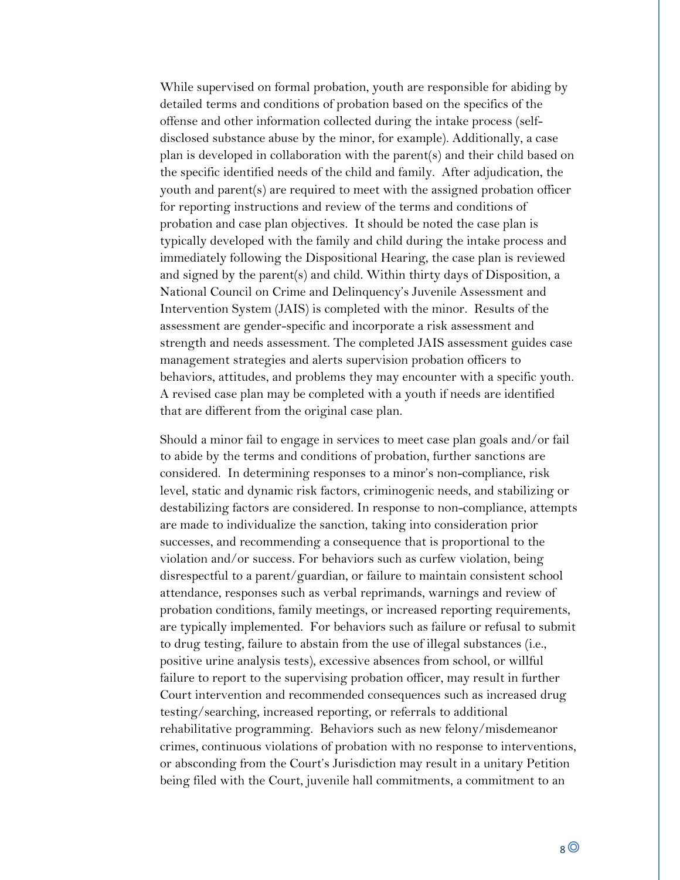While supervised on formal probation, youth are responsible for abiding by detailed terms and conditions of probation based on the specifics of the offense and other information collected during the intake process (self-disclosed substance abuse by the minor, for example). Additionally, a case plan is developed in collaboration with the parent(s) and their child based on the specific identified needs of the child and family. After adjudication, the youth and parent(s) are required to meet with the assigned probation officer for reporting instructions and review of the terms and conditions of probation and case plan objectives. It should be noted the case plan is typically developed with the family and child during the intake process and immediately following the Dispositional Hearing, the case plan is reviewed and signed by the parent(s) and child. Within thirty days of Disposition, a National Council on Crime and Delinquency's Juvenile Assessment and Intervention System (JAIS) is completed with the minor. Results of the assessment are gender-specific and incorporate a risk assessment and strength and needs assessment. The completed JAIS assessment guides case management strategies and alerts supervision probation officers to behaviors, attitudes, and problems they may encounter with a specific youth. A revised case plan may be completed with a youth if needs are identified that are different from the original case plan.

Should a minor fail to engage in services to meet case plan goals and/or fail to abide by the terms and conditions of probation, further sanctions are considered. In determining responses to a minor's non-compliance, risk level, static and dynamic risk factors, criminogenic needs, and stabilizing or destabilizing factors are considered. In response to non-compliance, attempts are made to individualize the sanction, taking into consideration prior successes, and recommending a consequence that is proportional to the violation and/or success. For behaviors such as curfew violation, being disrespectful to a parent/guardian, or failure to maintain consistent school attendance, responses such as verbal reprimands, warnings and review of probation conditions, family meetings, or increased reporting requirements, are typically implemented. For behaviors such as failure or refusal to submit to drug testing, failure to abstain from the use of illegal substances (i.e., positive urine analysis tests), excessive absences from school, or willful failure to report to the supervising probation officer, may result in further Court intervention and recommended consequences such as increased drug testing/searching, increased reporting, or referrals to additional rehabilitative programming. Behaviors such as new felony/misdemeanor crimes, continuous violations of probation with no response to interventions, or absconding from the Court's Jurisdiction may result in a unitary Petition being filed with the Court, juvenile hall commitments, a commitment to an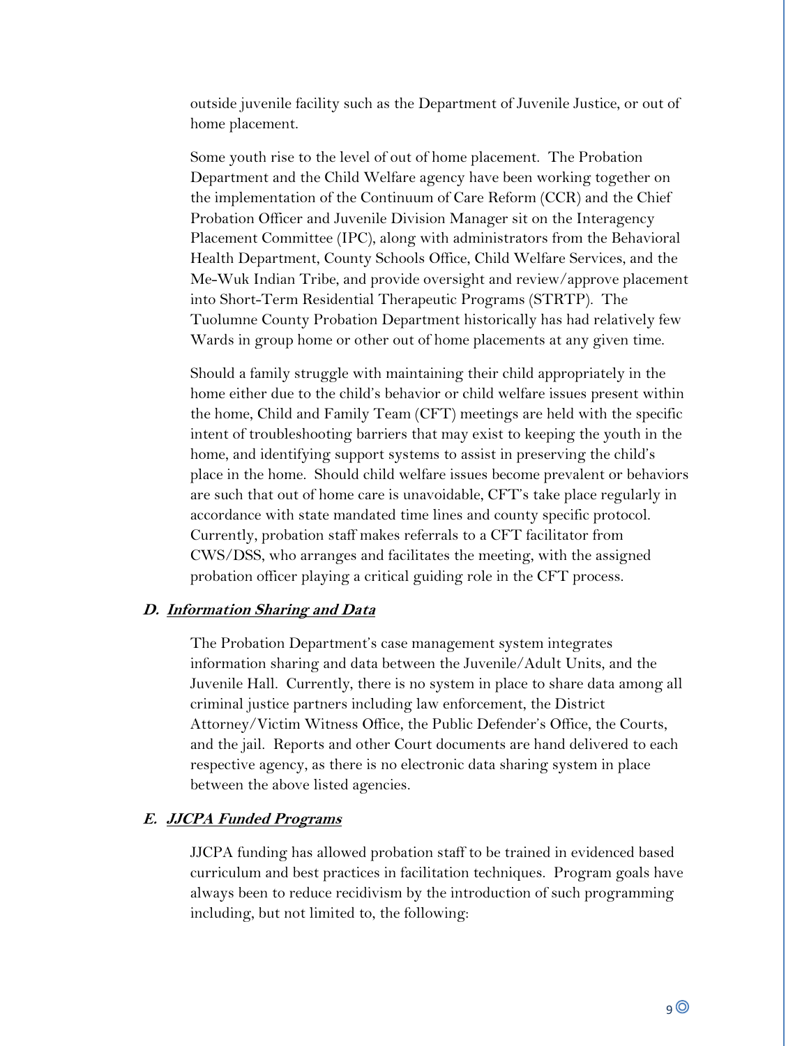outside juvenile facility such as the Department of Juvenile Justice, or out of home placement.

Some youth rise to the level of out of home placement. The Probation Department and the Child Welfare agency have been working together on the implementation of the Continuum of Care Reform (CCR) and the Chief Probation Officer and Juvenile Division Manager sit on the Interagency Placement Committee (IPC), along with administrators from the Behavioral Health Department, County Schools Office, Child Welfare Services, and the Me-Wuk Indian Tribe, and provide oversight and review/approve placement into Short-Term Residential Therapeutic Programs (STRTP). The Tuolumne County Probation Department historically has had relatively few Wards in group home or other out of home placements at any given time.

Should a family struggle with maintaining their child appropriately in the home either due to the child's behavior or child welfare issues present within the home, Child and Family Team (CFT) meetings are held with the specific intent of troubleshooting barriers that may exist to keeping the youth in the home, and identifying support systems to assist in preserving the child's place in the home. Should child welfare issues become prevalent or behaviors are such that out of home care is unavoidable, CFT's take place regularly in accordance with state mandated time lines and county specific protocol. Currently, probation staff makes referrals to a CFT facilitator from CWS/DSS, who arranges and facilitates the meeting, with the assigned probation officer playing a critical guiding role in the CFT process.

### D. ***Information Sharing and Data***

The Probation Department's case management system integrates information sharing and data between the Juvenile/Adult Units, and the Juvenile Hall. Currently, there is no system in place to share data among all criminal justice partners including law enforcement, the District Attorney/Victim Witness Office, the Public Defender's Office, the Courts, and the jail. Reports and other Court documents are hand delivered to each respective agency, as there is no electronic data sharing system in place between the above listed agencies.

### E. ***JJCPA Funded Programs***

JJCPA funding has allowed probation staff to be trained in evidenced based curriculum and best practices in facilitation techniques. Program goals have always been to reduce recidivism by the introduction of such programming including, but not limited to, the following: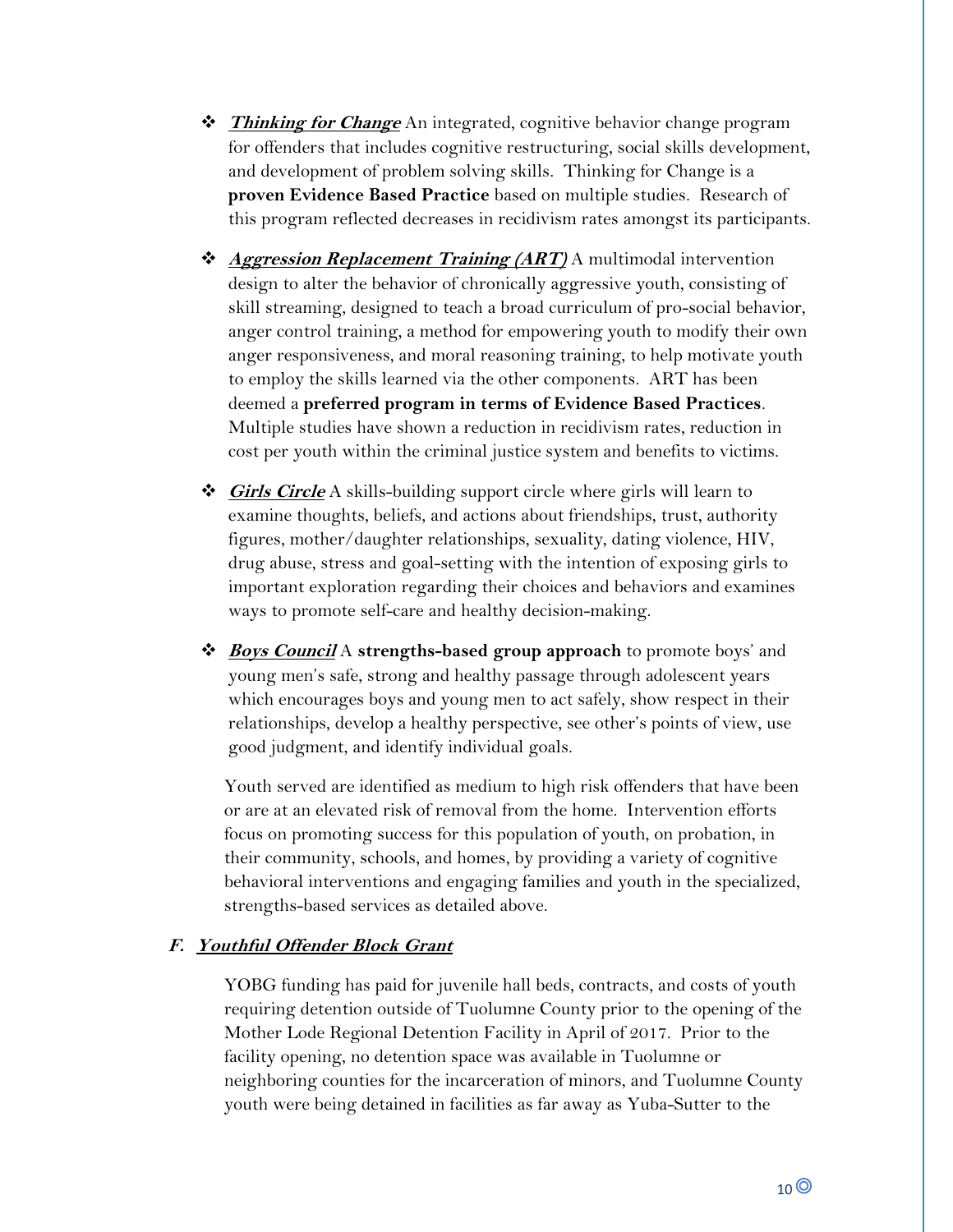- ***Thinking for Change*** An integrated, cognitive behavior change program for offenders that includes cognitive restructuring, social skills development, and development of problem solving skills. Thinking for Change is a **proven Evidence Based Practice** based on multiple studies. Research of this program reflected decreases in recidivism rates amongst its participants.

- ***Aggression Replacement Training (ART)*** A multimodal intervention design to alter the behavior of chronically aggressive youth, consisting of skill streaming, designed to teach a broad curriculum of pro-social behavior, anger control training, a method for empowering youth to modify their own anger responsiveness, and moral reasoning training, to help motivate youth to employ the skills learned via the other components. ART has been deemed a **preferred program in terms of Evidence Based Practices**. Multiple studies have shown a reduction in recidivism rates, reduction in cost per youth within the criminal justice system and benefits to victims.

- ***Girls Circle*** A skills-building support circle where girls will learn to examine thoughts, beliefs, and actions about friendships, trust, authority figures, mother/daughter relationships, sexuality, dating violence, HIV, drug abuse, stress and goal-setting with the intention of exposing girls to important exploration regarding their choices and behaviors and examines ways to promote self-care and healthy decision-making.

- ***Boys Council*** A **strengths-based group approach** to promote boys' and young men's safe, strong and healthy passage through adolescent years which encourages boys and young men to act safely, show respect in their relationships, develop a healthy perspective, see other's points of view, use good judgment, and identify individual goals.

Youth served are identified as medium to high risk offenders that have been or are at an elevated risk of removal from the home. Intervention efforts focus on promoting success for this population of youth, on probation, in their community, schools, and homes, by providing a variety of cognitive behavioral interventions and engaging families and youth in the specialized, strengths-based services as detailed above.

### F. *Youthful Offender Block Grant*

YOBG funding has paid for juvenile hall beds, contracts, and costs of youth requiring detention outside of Tuolumne County prior to the opening of the Mother Lode Regional Detention Facility in April of 2017. Prior to the facility opening, no detention space was available in Tuolumne or neighboring counties for the incarceration of minors, and Tuolumne County youth were being detained in facilities as far away as Yuba-Sutter to the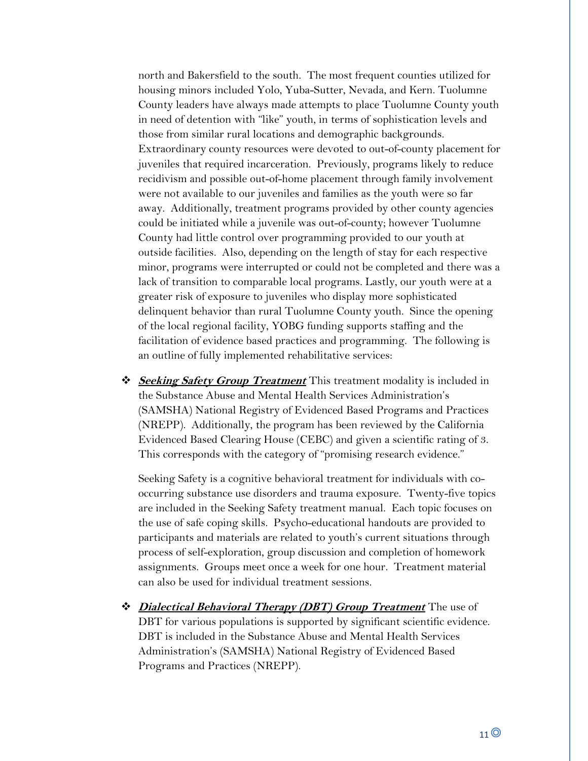north and Bakersfield to the south. The most frequent counties utilized for housing minors included Yolo, Yuba-Sutter, Nevada, and Kern. Tuolumne County leaders have always made attempts to place Tuolumne County youth in need of detention with "like" youth, in terms of sophistication levels and those from similar rural locations and demographic backgrounds. Extraordinary county resources were devoted to out-of-county placement for juveniles that required incarceration. Previously, programs likely to reduce recidivism and possible out-of-home placement through family involvement were not available to our juveniles and families as the youth were so far away. Additionally, treatment programs provided by other county agencies could be initiated while a juvenile was out-of-county; however Tuolumne County had little control over programming provided to our youth at outside facilities. Also, depending on the length of stay for each respective minor, programs were interrupted or could not be completed and there was a lack of transition to comparable local programs. Lastly, our youth were at a greater risk of exposure to juveniles who display more sophisticated delinquent behavior than rural Tuolumne County youth. Since the opening of the local regional facility, YOBG funding supports staffing and the facilitation of evidence based practices and programming. The following is an outline of fully implemented rehabilitative services:

- ***Seeking Safety Group Treatment*** This treatment modality is included in the Substance Abuse and Mental Health Services Administration's (SAMSHA) National Registry of Evidenced Based Programs and Practices (NREPP). Additionally, the program has been reviewed by the California Evidenced Based Clearing House (CEBC) and given a scientific rating of 3. This corresponds with the category of "promising research evidence."

  Seeking Safety is a cognitive behavioral treatment for individuals with co-occurring substance use disorders and trauma exposure. Twenty-five topics are included in the Seeking Safety treatment manual. Each topic focuses on the use of safe coping skills. Psycho-educational handouts are provided to participants and materials are related to youth's current situations through process of self-exploration, group discussion and completion of homework assignments. Groups meet once a week for one hour. Treatment material can also be used for individual treatment sessions.

- ***Dialectical Behavioral Therapy (DBT) Group Treatment*** The use of DBT for various populations is supported by significant scientific evidence. DBT is included in the Substance Abuse and Mental Health Services Administration's (SAMSHA) National Registry of Evidenced Based Programs and Practices (NREPP).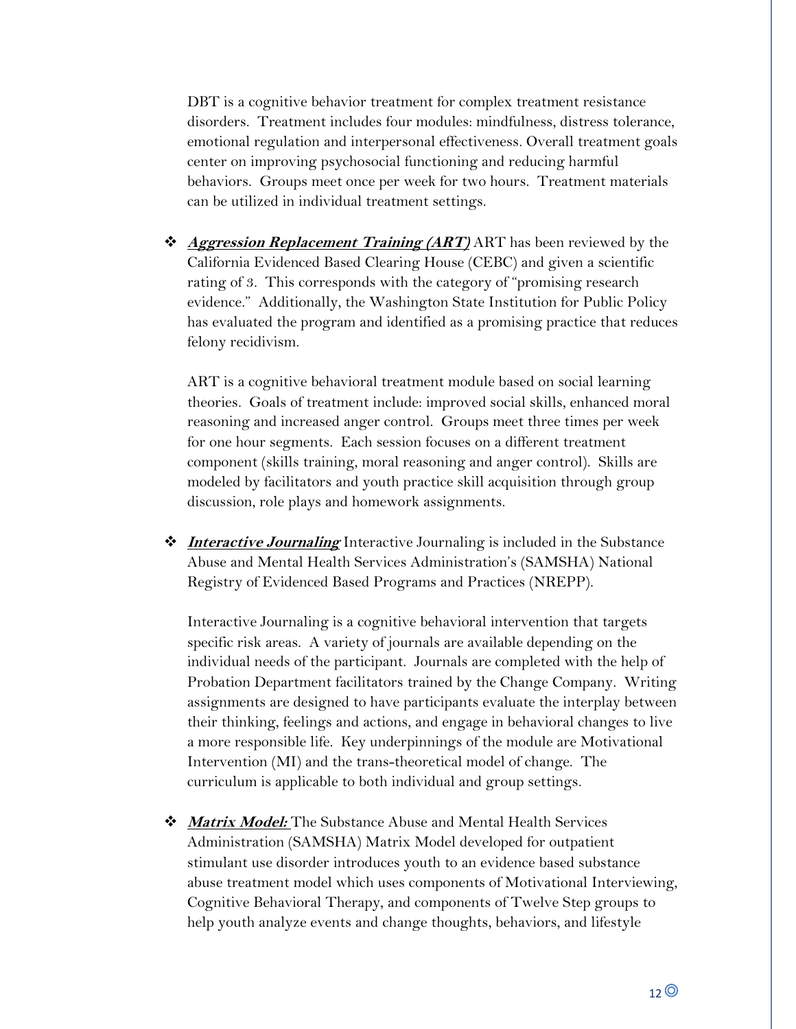DBT is a cognitive behavior treatment for complex treatment resistance disorders. Treatment includes four modules: mindfulness, distress tolerance, emotional regulation and interpersonal effectiveness. Overall treatment goals center on improving psychosocial functioning and reducing harmful behaviors. Groups meet once per week for two hours. Treatment materials can be utilized in individual treatment settings.

- ***Aggression Replacement Training (ART)*** ART has been reviewed by the California Evidenced Based Clearing House (CEBC) and given a scientific rating of 3. This corresponds with the category of "promising research evidence." Additionally, the Washington State Institution for Public Policy has evaluated the program and identified as a promising practice that reduces felony recidivism.

  ART is a cognitive behavioral treatment module based on social learning theories. Goals of treatment include: improved social skills, enhanced moral reasoning and increased anger control. Groups meet three times per week for one hour segments. Each session focuses on a different treatment component (skills training, moral reasoning and anger control). Skills are modeled by facilitators and youth practice skill acquisition through group discussion, role plays and homework assignments.

- ***Interactive Journaling*** Interactive Journaling is included in the Substance Abuse and Mental Health Services Administration's (SAMSHA) National Registry of Evidenced Based Programs and Practices (NREPP).

  Interactive Journaling is a cognitive behavioral intervention that targets specific risk areas. A variety of journals are available depending on the individual needs of the participant. Journals are completed with the help of Probation Department facilitators trained by the Change Company. Writing assignments are designed to have participants evaluate the interplay between their thinking, feelings and actions, and engage in behavioral changes to live a more responsible life. Key underpinnings of the module are Motivational Intervention (MI) and the trans-theoretical model of change. The curriculum is applicable to both individual and group settings.

- ***Matrix Model:*** The Substance Abuse and Mental Health Services Administration (SAMSHA) Matrix Model developed for outpatient stimulant use disorder introduces youth to an evidence based substance abuse treatment model which uses components of Motivational Interviewing, Cognitive Behavioral Therapy, and components of Twelve Step groups to help youth analyze events and change thoughts, behaviors, and lifestyle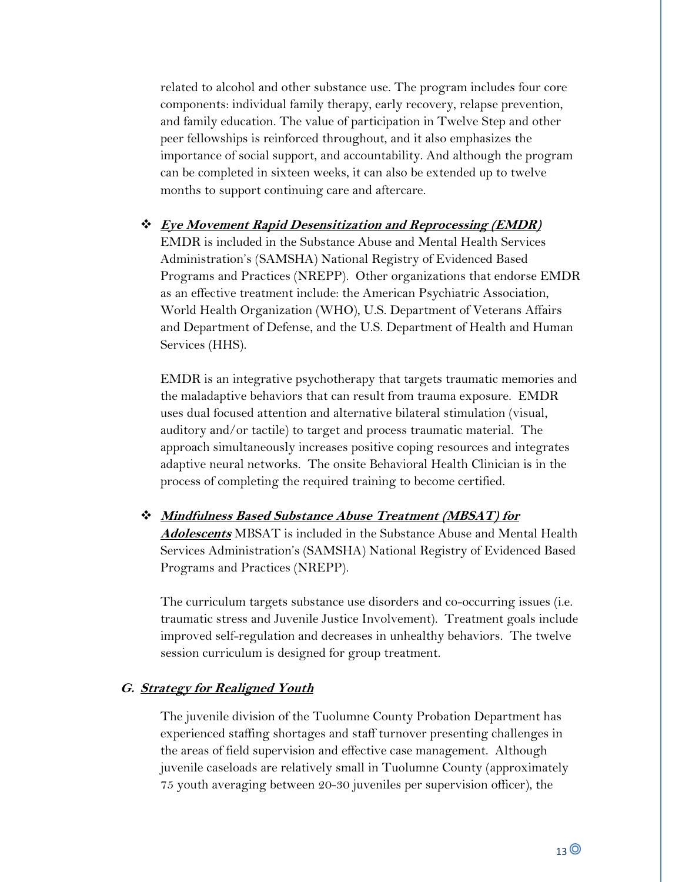related to alcohol and other substance use. The program includes four core components: individual family therapy, early recovery, relapse prevention, and family education. The value of participation in Twelve Step and other peer fellowships is reinforced throughout, and it also emphasizes the importance of social support, and accountability. And although the program can be completed in sixteen weeks, it can also be extended up to twelve months to support continuing care and aftercare.

- ***Eye Movement Rapid Desensitization and Reprocessing (EMDR)***
  EMDR is included in the Substance Abuse and Mental Health Services Administration's (SAMSHA) National Registry of Evidenced Based Programs and Practices (NREPP). Other organizations that endorse EMDR as an effective treatment include: the American Psychiatric Association, World Health Organization (WHO), U.S. Department of Veterans Affairs and Department of Defense, and the U.S. Department of Health and Human Services (HHS).

  EMDR is an integrative psychotherapy that targets traumatic memories and the maladaptive behaviors that can result from trauma exposure. EMDR uses dual focused attention and alternative bilateral stimulation (visual, auditory and/or tactile) to target and process traumatic material. The approach simultaneously increases positive coping resources and integrates adaptive neural networks. The onsite Behavioral Health Clinician is in the process of completing the required training to become certified.

- ***Mindfulness Based Substance Abuse Treatment (MBSAT) for Adolescents*** MBSAT is included in the Substance Abuse and Mental Health Services Administration's (SAMSHA) National Registry of Evidenced Based Programs and Practices (NREPP).

  The curriculum targets substance use disorders and co-occurring issues (i.e. traumatic stress and Juvenile Justice Involvement). Treatment goals include improved self-regulation and decreases in unhealthy behaviors. The twelve session curriculum is designed for group treatment.

### G. ***Strategy for Realigned Youth***

The juvenile division of the Tuolumne County Probation Department has experienced staffing shortages and staff turnover presenting challenges in the areas of field supervision and effective case management. Although juvenile caseloads are relatively small in Tuolumne County (approximately 75 youth averaging between 20-30 juveniles per supervision officer), the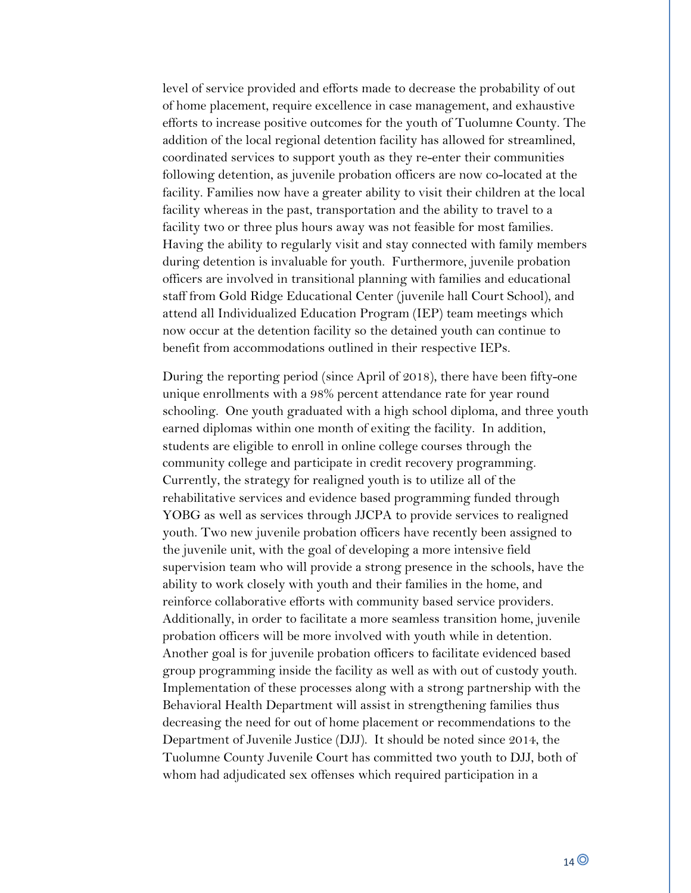level of service provided and efforts made to decrease the probability of out of home placement, require excellence in case management, and exhaustive efforts to increase positive outcomes for the youth of Tuolumne County. The addition of the local regional detention facility has allowed for streamlined, coordinated services to support youth as they re-enter their communities following detention, as juvenile probation officers are now co-located at the facility. Families now have a greater ability to visit their children at the local facility whereas in the past, transportation and the ability to travel to a facility two or three plus hours away was not feasible for most families. Having the ability to regularly visit and stay connected with family members during detention is invaluable for youth. Furthermore, juvenile probation officers are involved in transitional planning with families and educational staff from Gold Ridge Educational Center (juvenile hall Court School), and attend all Individualized Education Program (IEP) team meetings which now occur at the detention facility so the detained youth can continue to benefit from accommodations outlined in their respective IEPs.

During the reporting period (since April of 2018), there have been fifty-one unique enrollments with a 98% percent attendance rate for year round schooling. One youth graduated with a high school diploma, and three youth earned diplomas within one month of exiting the facility. In addition, students are eligible to enroll in online college courses through the community college and participate in credit recovery programming. Currently, the strategy for realigned youth is to utilize all of the rehabilitative services and evidence based programming funded through YOBG as well as services through JJCPA to provide services to realigned youth. Two new juvenile probation officers have recently been assigned to the juvenile unit, with the goal of developing a more intensive field supervision team who will provide a strong presence in the schools, have the ability to work closely with youth and their families in the home, and reinforce collaborative efforts with community based service providers. Additionally, in order to facilitate a more seamless transition home, juvenile probation officers will be more involved with youth while in detention. Another goal is for juvenile probation officers to facilitate evidenced based group programming inside the facility as well as with out of custody youth. Implementation of these processes along with a strong partnership with the Behavioral Health Department will assist in strengthening families thus decreasing the need for out of home placement or recommendations to the Department of Juvenile Justice (DJJ). It should be noted since 2014, the Tuolumne County Juvenile Court has committed two youth to DJJ, both of whom had adjudicated sex offenses which required participation in a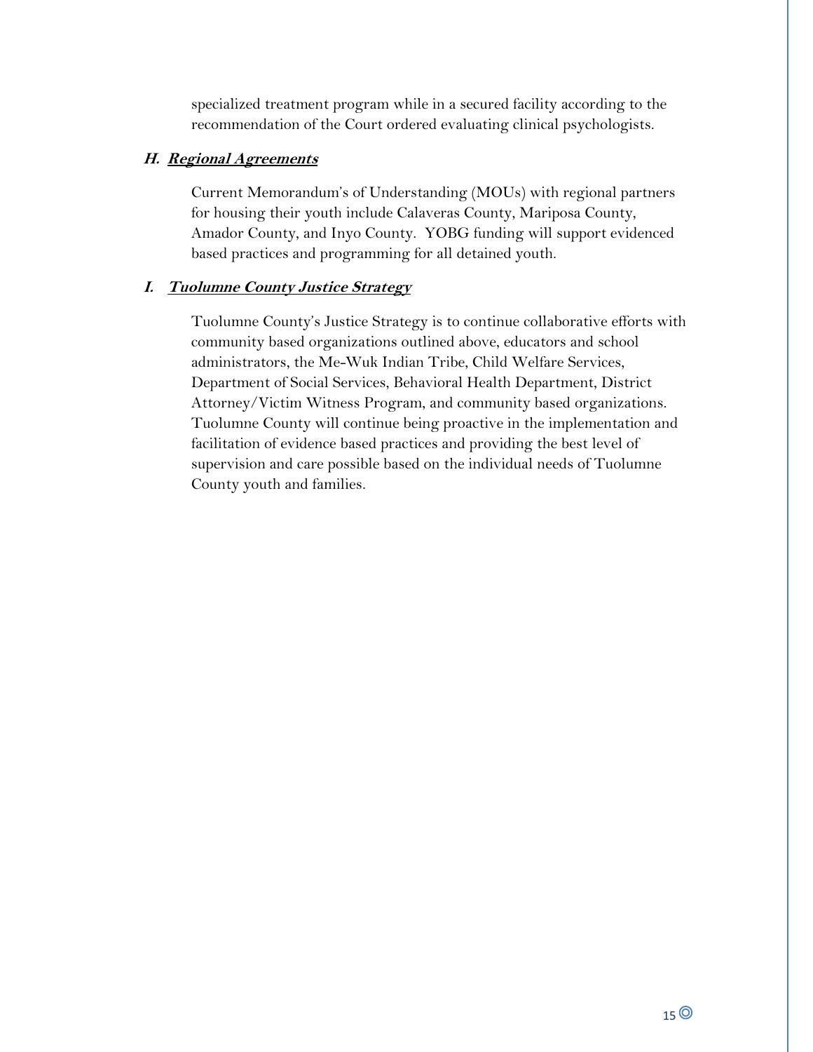specialized treatment program while in a secured facility according to the recommendation of the Court ordered evaluating clinical psychologists.

### *H. **Regional Agreements***

Current Memorandum's of Understanding (MOUs) with regional partners for housing their youth include Calaveras County, Mariposa County, Amador County, and Inyo County. YOBG funding will support evidenced based practices and programming for all detained youth.

### *I. **Tuolumne County Justice Strategy***

Tuolumne County's Justice Strategy is to continue collaborative efforts with community based organizations outlined above, educators and school administrators, the Me-Wuk Indian Tribe, Child Welfare Services, Department of Social Services, Behavioral Health Department, District Attorney/Victim Witness Program, and community based organizations. Tuolumne County will continue being proactive in the implementation and facilitation of evidence based practices and providing the best level of supervision and care possible based on the individual needs of Tuolumne County youth and families.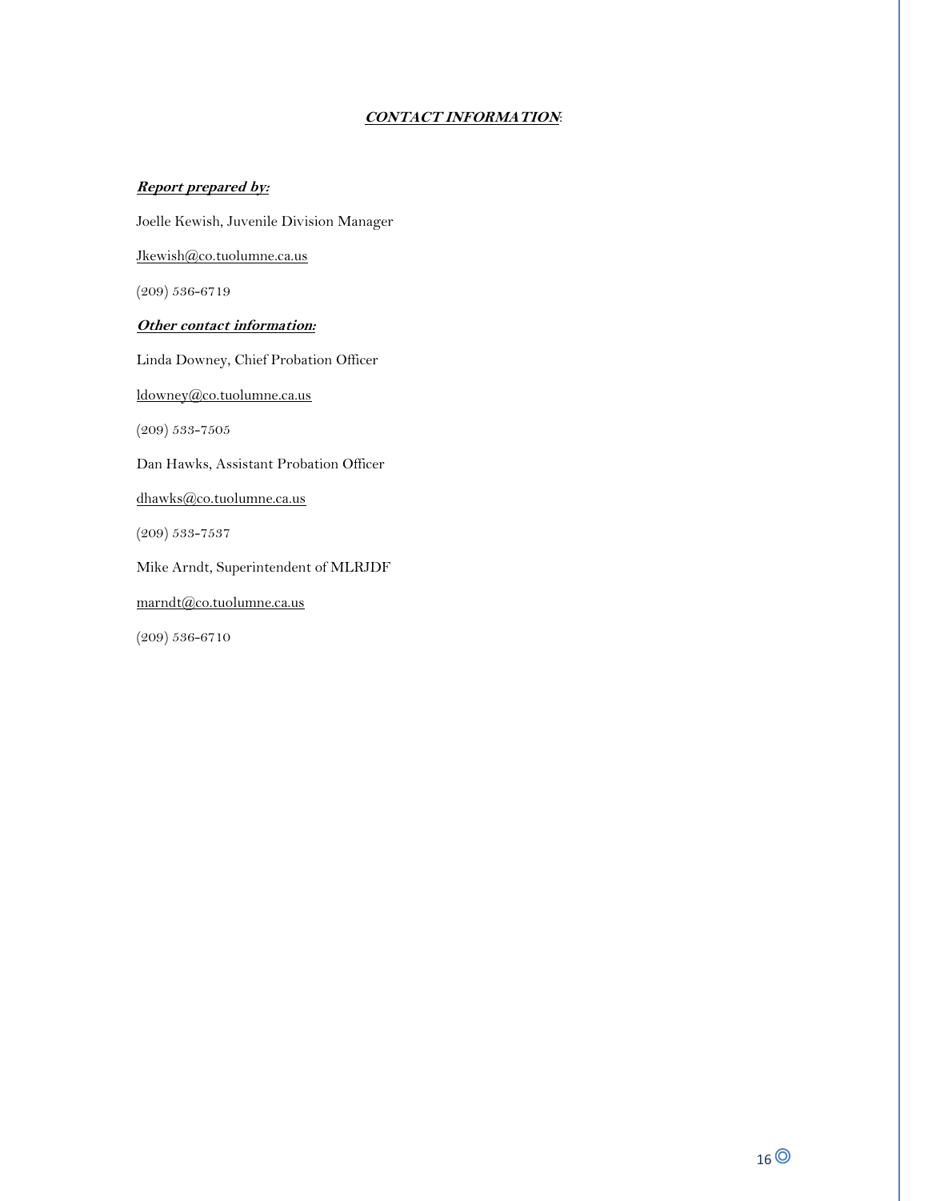## ***CONTACT INFORMATION***:

***Report prepared by:***

Joelle Kewish, Juvenile Division Manager

Jkewish@co.tuolumne.ca.us

(209) 536-6719

***Other contact information:***

Linda Downey, Chief Probation Officer

ldowney@co.tuolumne.ca.us

(209) 533-7505

Dan Hawks, Assistant Probation Officer

dhawks@co.tuolumne.ca.us

(209) 533-7537

Mike Arndt, Superintendent of MLRJDF

marndt@co.tuolumne.ca.us

(209) 536-6710